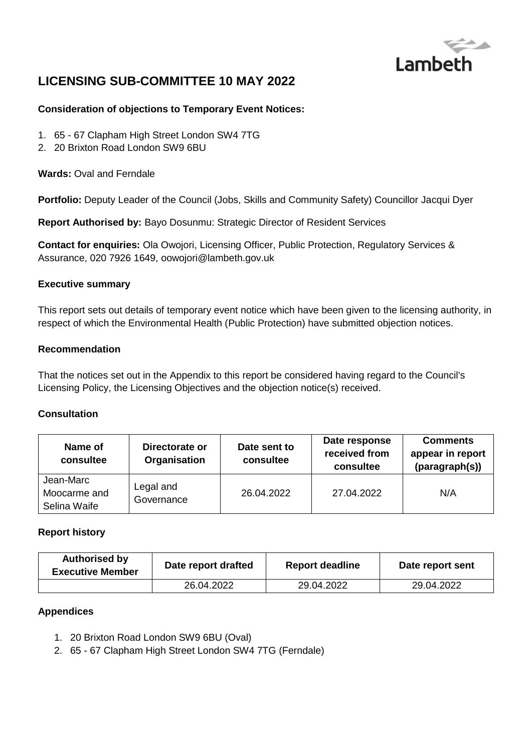# LICENSING SUB-COMMITTEE 10 MAY 2022

**Consideration of objections to Temporary Event Notices:**

1. 65 - 67 Clapham High Street London SW4 7TG
2. 20 Brixton Road London SW9 6BU

**Wards:** Oval and Ferndale

**Portfolio:** Deputy Leader of the Council (Jobs, Skills and Community Safety) Councillor Jacqui Dyer

**Report Authorised by:** Bayo Dosunmu: Strategic Director of Resident Services

**Contact for enquiries:** Ola Owojori, Licensing Officer, Public Protection, Regulatory Services & Assurance, 020 7926 1649, oowojori@lambeth.gov.uk

### Executive summary

This report sets out details of temporary event notice which have been given to the licensing authority, in respect of which the Environmental Health (Public Protection) have submitted objection notices.

### Recommendation

That the notices set out in the Appendix to this report be considered having regard to the Council's Licensing Policy, the Licensing Objectives and the objection notice(s) received.

### Consultation

| Name of consultee | Directorate or Organisation | Date sent to consultee | Date response received from consultee | Comments appear in report (paragraph(s)) |
|---|---|---|---|---|
| Jean-Marc Moocarme and Selina Waife | Legal and Governance | 26.04.2022 | 27.04.2022 | N/A |

### Report history

| Authorised by Executive Member | Date report drafted | Report deadline | Date report sent |
|---|---|---|---|
| | 26.04.2022 | 29.04.2022 | 29.04.2022 |

### Appendices

1. 20 Brixton Road London SW9 6BU (Oval)
2. 65 - 67 Clapham High Street London SW4 7TG (Ferndale)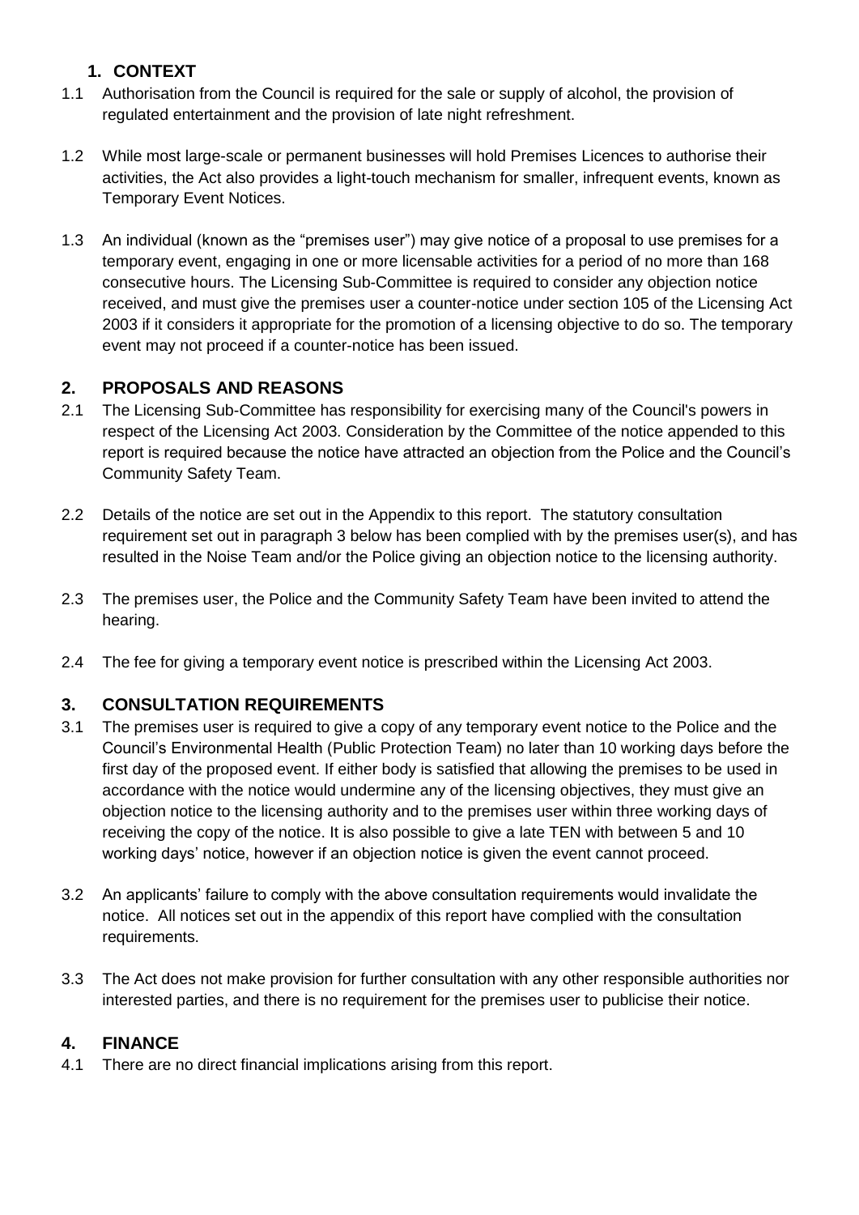## 1. CONTEXT

1.1 Authorisation from the Council is required for the sale or supply of alcohol, the provision of regulated entertainment and the provision of late night refreshment.

1.2 While most large-scale or permanent businesses will hold Premises Licences to authorise their activities, the Act also provides a light-touch mechanism for smaller, infrequent events, known as Temporary Event Notices.

1.3 An individual (known as the "premises user") may give notice of a proposal to use premises for a temporary event, engaging in one or more licensable activities for a period of no more than 168 consecutive hours. The Licensing Sub-Committee is required to consider any objection notice received, and must give the premises user a counter-notice under section 105 of the Licensing Act 2003 if it considers it appropriate for the promotion of a licensing objective to do so. The temporary event may not proceed if a counter-notice has been issued.

## 2. PROPOSALS AND REASONS

2.1 The Licensing Sub-Committee has responsibility for exercising many of the Council's powers in respect of the Licensing Act 2003. Consideration by the Committee of the notice appended to this report is required because the notice have attracted an objection from the Police and the Council's Community Safety Team.

2.2 Details of the notice are set out in the Appendix to this report. The statutory consultation requirement set out in paragraph 3 below has been complied with by the premises user(s), and has resulted in the Noise Team and/or the Police giving an objection notice to the licensing authority.

2.3 The premises user, the Police and the Community Safety Team have been invited to attend the hearing.

2.4 The fee for giving a temporary event notice is prescribed within the Licensing Act 2003.

## 3. CONSULTATION REQUIREMENTS

3.1 The premises user is required to give a copy of any temporary event notice to the Police and the Council's Environmental Health (Public Protection Team) no later than 10 working days before the first day of the proposed event. If either body is satisfied that allowing the premises to be used in accordance with the notice would undermine any of the licensing objectives, they must give an objection notice to the licensing authority and to the premises user within three working days of receiving the copy of the notice. It is also possible to give a late TEN with between 5 and 10 working days' notice, however if an objection notice is given the event cannot proceed.

3.2 An applicants' failure to comply with the above consultation requirements would invalidate the notice. All notices set out in the appendix of this report have complied with the consultation requirements.

3.3 The Act does not make provision for further consultation with any other responsible authorities nor interested parties, and there is no requirement for the premises user to publicise their notice.

## 4. FINANCE

4.1 There are no direct financial implications arising from this report.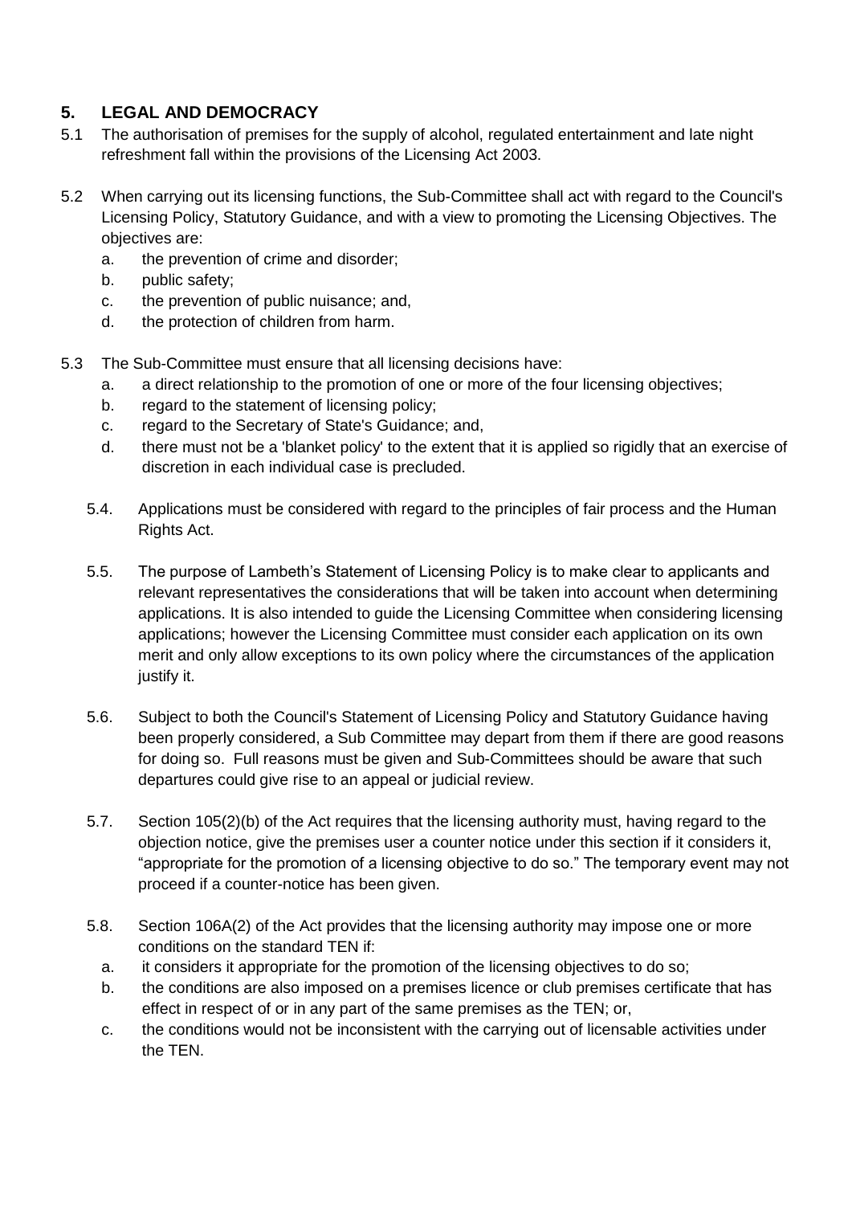## 5. LEGAL AND DEMOCRACY

5.1 The authorisation of premises for the supply of alcohol, regulated entertainment and late night refreshment fall within the provisions of the Licensing Act 2003.

5.2 When carrying out its licensing functions, the Sub-Committee shall act with regard to the Council's Licensing Policy, Statutory Guidance, and with a view to promoting the Licensing Objectives. The objectives are:

   a. the prevention of crime and disorder;
   b. public safety;
   c. the prevention of public nuisance; and,
   d. the protection of children from harm.

5.3 The Sub-Committee must ensure that all licensing decisions have:

   a. a direct relationship to the promotion of one or more of the four licensing objectives;
   b. regard to the statement of licensing policy;
   c. regard to the Secretary of State's Guidance; and,
   d. there must not be a 'blanket policy' to the extent that it is applied so rigidly that an exercise of discretion in each individual case is precluded.

5.4. Applications must be considered with regard to the principles of fair process and the Human Rights Act.

5.5. The purpose of Lambeth's Statement of Licensing Policy is to make clear to applicants and relevant representatives the considerations that will be taken into account when determining applications. It is also intended to guide the Licensing Committee when considering licensing applications; however the Licensing Committee must consider each application on its own merit and only allow exceptions to its own policy where the circumstances of the application justify it.

5.6. Subject to both the Council's Statement of Licensing Policy and Statutory Guidance having been properly considered, a Sub Committee may depart from them if there are good reasons for doing so. Full reasons must be given and Sub-Committees should be aware that such departures could give rise to an appeal or judicial review.

5.7. Section 105(2)(b) of the Act requires that the licensing authority must, having regard to the objection notice, give the premises user a counter notice under this section if it considers it, "appropriate for the promotion of a licensing objective to do so." The temporary event may not proceed if a counter-notice has been given.

5.8. Section 106A(2) of the Act provides that the licensing authority may impose one or more conditions on the standard TEN if:

   a. it considers it appropriate for the promotion of the licensing objectives to do so;
   b. the conditions are also imposed on a premises licence or club premises certificate that has effect in respect of or in any part of the same premises as the TEN; or,
   c. the conditions would not be inconsistent with the carrying out of licensable activities under the TEN.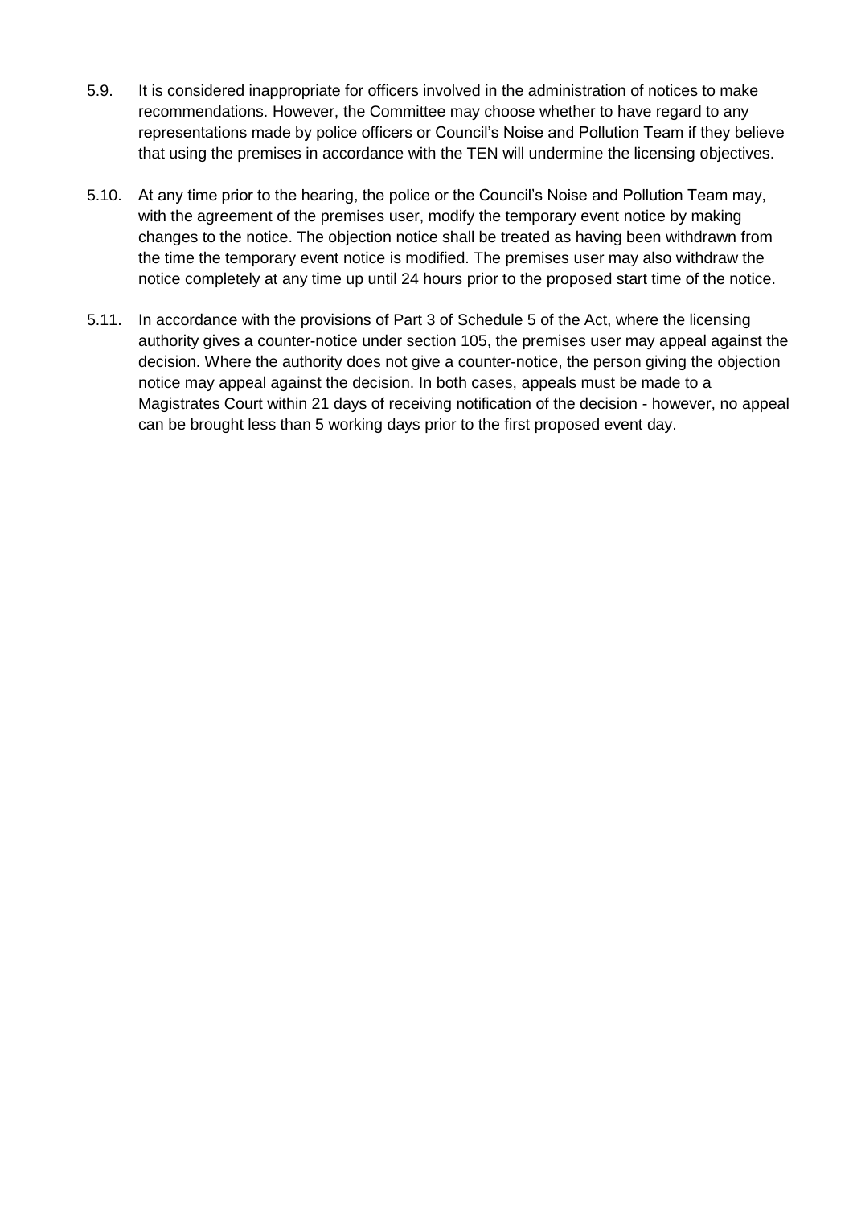5.9. It is considered inappropriate for officers involved in the administration of notices to make recommendations. However, the Committee may choose whether to have regard to any representations made by police officers or Council's Noise and Pollution Team if they believe that using the premises in accordance with the TEN will undermine the licensing objectives.

5.10. At any time prior to the hearing, the police or the Council's Noise and Pollution Team may, with the agreement of the premises user, modify the temporary event notice by making changes to the notice. The objection notice shall be treated as having been withdrawn from the time the temporary event notice is modified. The premises user may also withdraw the notice completely at any time up until 24 hours prior to the proposed start time of the notice.

5.11. In accordance with the provisions of Part 3 of Schedule 5 of the Act, where the licensing authority gives a counter-notice under section 105, the premises user may appeal against the decision. Where the authority does not give a counter-notice, the person giving the objection notice may appeal against the decision. In both cases, appeals must be made to a Magistrates Court within 21 days of receiving notification of the decision - however, no appeal can be brought less than 5 working days prior to the first proposed event day.